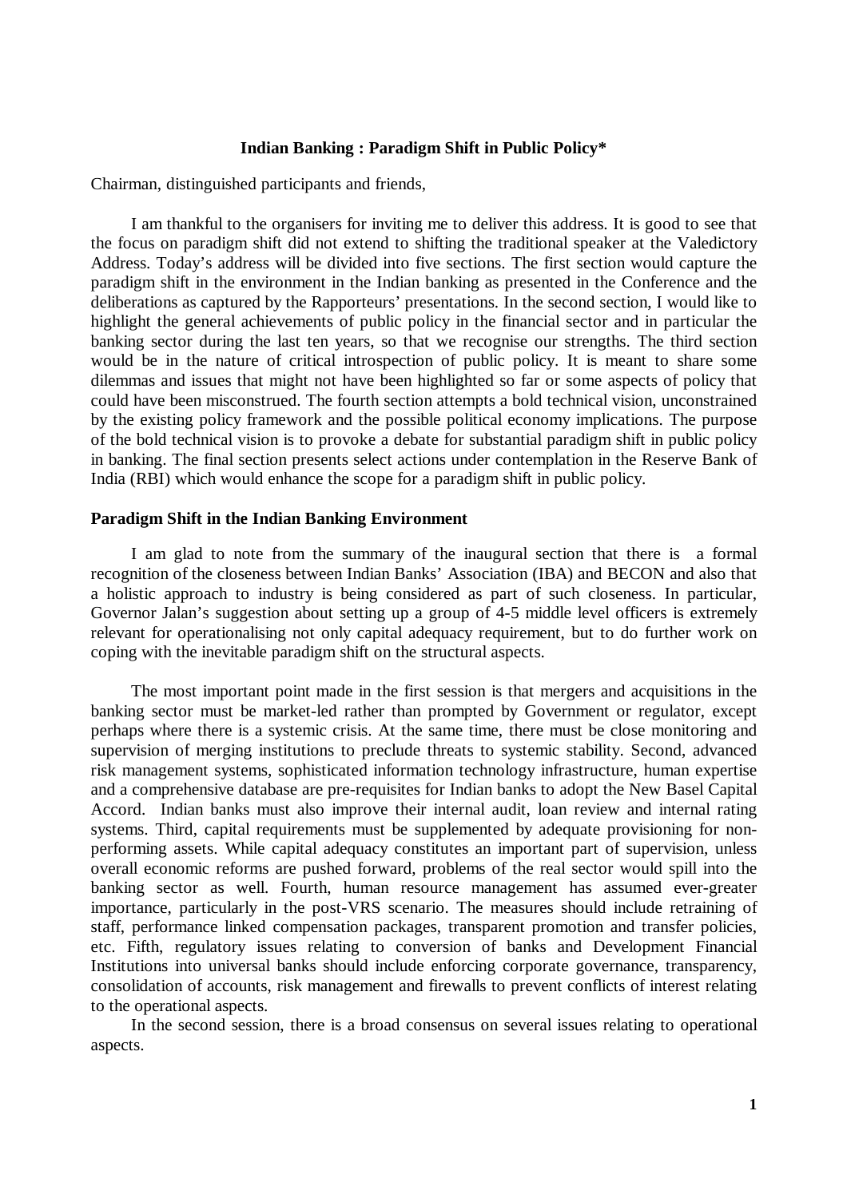# Indian Banking : Paradigm Shift in Public Policy*

Chairman, distinguished participants and friends,

I am thankful to the organisers for inviting me to deliver this address. It is good to see that the focus on paradigm shift did not extend to shifting the traditional speaker at the Valedictory Address. Today's address will be divided into five sections. The first section would capture the paradigm shift in the environment in the Indian banking as presented in the Conference and the deliberations as captured by the Rapporteurs' presentations. In the second section, I would like to highlight the general achievements of public policy in the financial sector and in particular the banking sector during the last ten years, so that we recognise our strengths. The third section would be in the nature of critical introspection of public policy. It is meant to share some dilemmas and issues that might not have been highlighted so far or some aspects of policy that could have been misconstrued. The fourth section attempts a bold technical vision, unconstrained by the existing policy framework and the possible political economy implications. The purpose of the bold technical vision is to provoke a debate for substantial paradigm shift in public policy in banking. The final section presents select actions under contemplation in the Reserve Bank of India (RBI) which would enhance the scope for a paradigm shift in public policy.

## Paradigm Shift in the Indian Banking Environment

I am glad to note from the summary of the inaugural section that there is a formal recognition of the closeness between Indian Banks' Association (IBA) and BECON and also that a holistic approach to industry is being considered as part of such closeness. In particular, Governor Jalan's suggestion about setting up a group of 4-5 middle level officers is extremely relevant for operationalising not only capital adequacy requirement, but to do further work on coping with the inevitable paradigm shift on the structural aspects.

The most important point made in the first session is that mergers and acquisitions in the banking sector must be market-led rather than prompted by Government or regulator, except perhaps where there is a systemic crisis. At the same time, there must be close monitoring and supervision of merging institutions to preclude threats to systemic stability. Second, advanced risk management systems, sophisticated information technology infrastructure, human expertise and a comprehensive database are pre-requisites for Indian banks to adopt the New Basel Capital Accord. Indian banks must also improve their internal audit, loan review and internal rating systems. Third, capital requirements must be supplemented by adequate provisioning for non-performing assets. While capital adequacy constitutes an important part of supervision, unless overall economic reforms are pushed forward, problems of the real sector would spill into the banking sector as well. Fourth, human resource management has assumed ever-greater importance, particularly in the post-VRS scenario. The measures should include retraining of staff, performance linked compensation packages, transparent promotion and transfer policies, etc. Fifth, regulatory issues relating to conversion of banks and Development Financial Institutions into universal banks should include enforcing corporate governance, transparency, consolidation of accounts, risk management and firewalls to prevent conflicts of interest relating to the operational aspects.

In the second session, there is a broad consensus on several issues relating to operational aspects.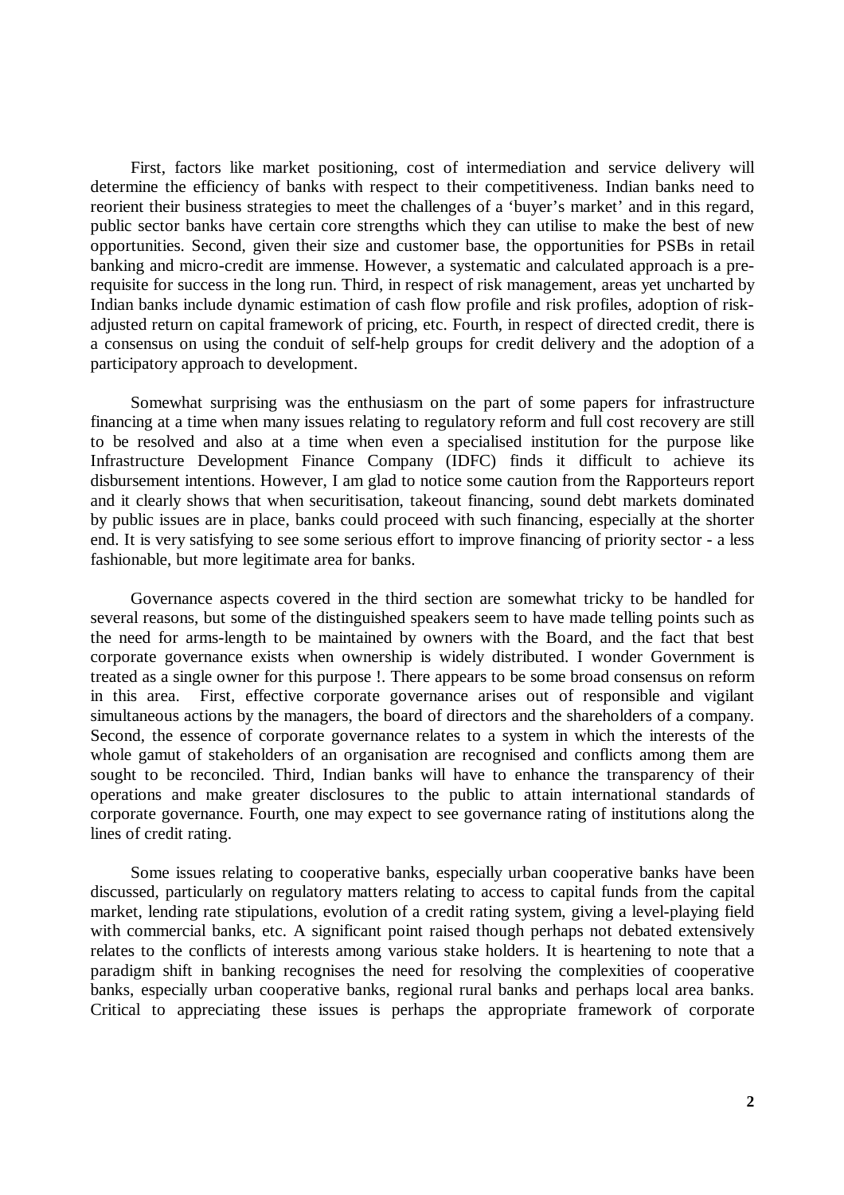First, factors like market positioning, cost of intermediation and service delivery will determine the efficiency of banks with respect to their competitiveness. Indian banks need to reorient their business strategies to meet the challenges of a 'buyer's market' and in this regard, public sector banks have certain core strengths which they can utilise to make the best of new opportunities. Second, given their size and customer base, the opportunities for PSBs in retail banking and micro-credit are immense. However, a systematic and calculated approach is a pre-requisite for success in the long run. Third, in respect of risk management, areas yet uncharted by Indian banks include dynamic estimation of cash flow profile and risk profiles, adoption of risk-adjusted return on capital framework of pricing, etc. Fourth, in respect of directed credit, there is a consensus on using the conduit of self-help groups for credit delivery and the adoption of a participatory approach to development.

Somewhat surprising was the enthusiasm on the part of some papers for infrastructure financing at a time when many issues relating to regulatory reform and full cost recovery are still to be resolved and also at a time when even a specialised institution for the purpose like Infrastructure Development Finance Company (IDFC) finds it difficult to achieve its disbursement intentions. However, I am glad to notice some caution from the Rapporteurs report and it clearly shows that when securitisation, takeout financing, sound debt markets dominated by public issues are in place, banks could proceed with such financing, especially at the shorter end. It is very satisfying to see some serious effort to improve financing of priority sector - a less fashionable, but more legitimate area for banks.

Governance aspects covered in the third section are somewhat tricky to be handled for several reasons, but some of the distinguished speakers seem to have made telling points such as the need for arms-length to be maintained by owners with the Board, and the fact that best corporate governance exists when ownership is widely distributed. I wonder Government is treated as a single owner for this purpose !. There appears to be some broad consensus on reform in this area. First, effective corporate governance arises out of responsible and vigilant simultaneous actions by the managers, the board of directors and the shareholders of a company. Second, the essence of corporate governance relates to a system in which the interests of the whole gamut of stakeholders of an organisation are recognised and conflicts among them are sought to be reconciled. Third, Indian banks will have to enhance the transparency of their operations and make greater disclosures to the public to attain international standards of corporate governance. Fourth, one may expect to see governance rating of institutions along the lines of credit rating.

Some issues relating to cooperative banks, especially urban cooperative banks have been discussed, particularly on regulatory matters relating to access to capital funds from the capital market, lending rate stipulations, evolution of a credit rating system, giving a level-playing field with commercial banks, etc. A significant point raised though perhaps not debated extensively relates to the conflicts of interests among various stake holders. It is heartening to note that a paradigm shift in banking recognises the need for resolving the complexities of cooperative banks, especially urban cooperative banks, regional rural banks and perhaps local area banks. Critical to appreciating these issues is perhaps the appropriate framework of corporate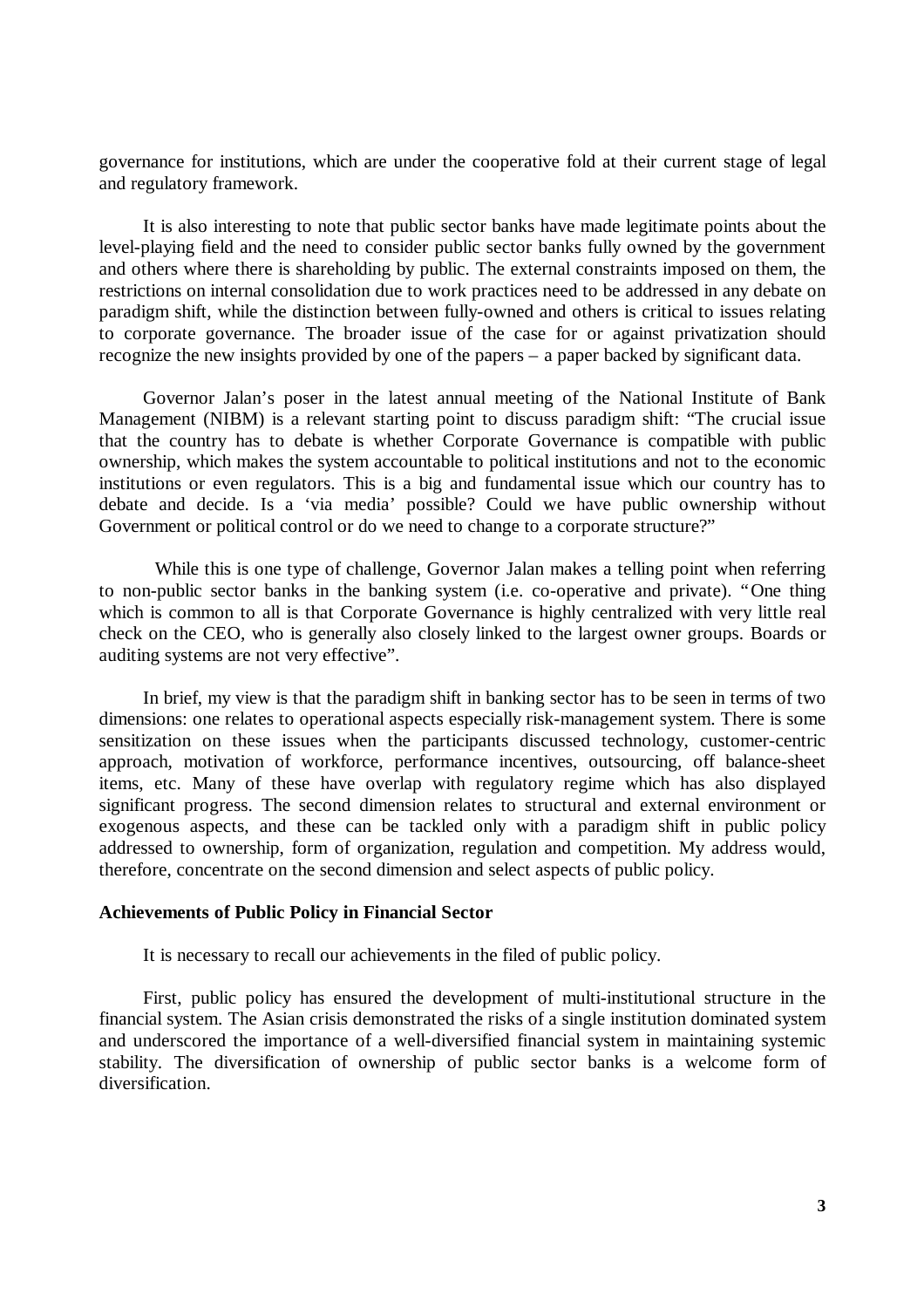governance for institutions, which are under the cooperative fold at their current stage of legal and regulatory framework.

It is also interesting to note that public sector banks have made legitimate points about the level-playing field and the need to consider public sector banks fully owned by the government and others where there is shareholding by public. The external constraints imposed on them, the restrictions on internal consolidation due to work practices need to be addressed in any debate on paradigm shift, while the distinction between fully-owned and others is critical to issues relating to corporate governance. The broader issue of the case for or against privatization should recognize the new insights provided by one of the papers – a paper backed by significant data.

Governor Jalan's poser in the latest annual meeting of the National Institute of Bank Management (NIBM) is a relevant starting point to discuss paradigm shift: "The crucial issue that the country has to debate is whether Corporate Governance is compatible with public ownership, which makes the system accountable to political institutions and not to the economic institutions or even regulators. This is a big and fundamental issue which our country has to debate and decide. Is a 'via media' possible? Could we have public ownership without Government or political control or do we need to change to a corporate structure?"

While this is one type of challenge, Governor Jalan makes a telling point when referring to non-public sector banks in the banking system (i.e. co-operative and private). "One thing which is common to all is that Corporate Governance is highly centralized with very little real check on the CEO, who is generally also closely linked to the largest owner groups. Boards or auditing systems are not very effective".

In brief, my view is that the paradigm shift in banking sector has to be seen in terms of two dimensions: one relates to operational aspects especially risk-management system. There is some sensitization on these issues when the participants discussed technology, customer-centric approach, motivation of workforce, performance incentives, outsourcing, off balance-sheet items, etc. Many of these have overlap with regulatory regime which has also displayed significant progress. The second dimension relates to structural and external environment or exogenous aspects, and these can be tackled only with a paradigm shift in public policy addressed to ownership, form of organization, regulation and competition. My address would, therefore, concentrate on the second dimension and select aspects of public policy.

**Achievements of Public Policy in Financial Sector**

It is necessary to recall our achievements in the filed of public policy.

First, public policy has ensured the development of multi-institutional structure in the financial system. The Asian crisis demonstrated the risks of a single institution dominated system and underscored the importance of a well-diversified financial system in maintaining systemic stability. The diversification of ownership of public sector banks is a welcome form of diversification.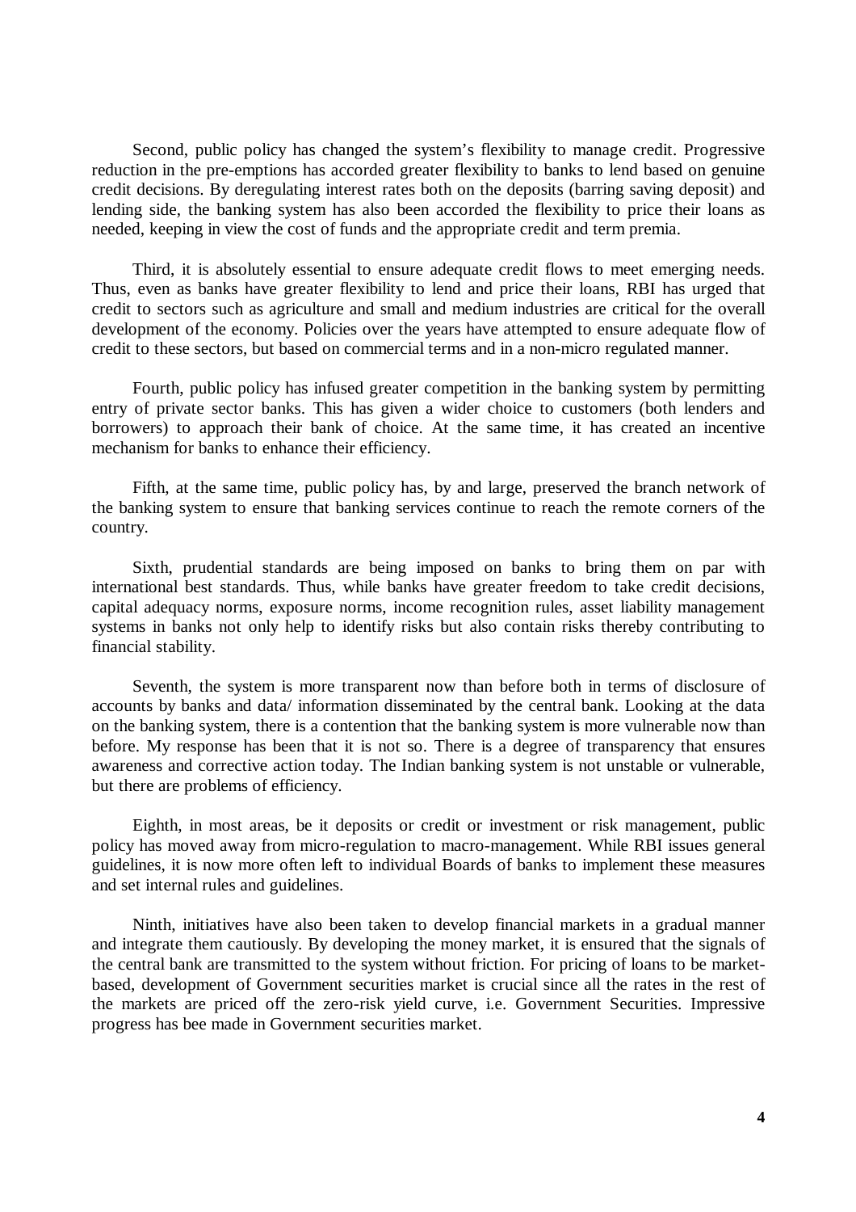Second, public policy has changed the system's flexibility to manage credit. Progressive reduction in the pre-emptions has accorded greater flexibility to banks to lend based on genuine credit decisions. By deregulating interest rates both on the deposits (barring saving deposit) and lending side, the banking system has also been accorded the flexibility to price their loans as needed, keeping in view the cost of funds and the appropriate credit and term premia.

Third, it is absolutely essential to ensure adequate credit flows to meet emerging needs. Thus, even as banks have greater flexibility to lend and price their loans, RBI has urged that credit to sectors such as agriculture and small and medium industries are critical for the overall development of the economy. Policies over the years have attempted to ensure adequate flow of credit to these sectors, but based on commercial terms and in a non-micro regulated manner.

Fourth, public policy has infused greater competition in the banking system by permitting entry of private sector banks. This has given a wider choice to customers (both lenders and borrowers) to approach their bank of choice. At the same time, it has created an incentive mechanism for banks to enhance their efficiency.

Fifth, at the same time, public policy has, by and large, preserved the branch network of the banking system to ensure that banking services continue to reach the remote corners of the country.

Sixth, prudential standards are being imposed on banks to bring them on par with international best standards. Thus, while banks have greater freedom to take credit decisions, capital adequacy norms, exposure norms, income recognition rules, asset liability management systems in banks not only help to identify risks but also contain risks thereby contributing to financial stability.

Seventh, the system is more transparent now than before both in terms of disclosure of accounts by banks and data/ information disseminated by the central bank. Looking at the data on the banking system, there is a contention that the banking system is more vulnerable now than before. My response has been that it is not so. There is a degree of transparency that ensures awareness and corrective action today. The Indian banking system is not unstable or vulnerable, but there are problems of efficiency.

Eighth, in most areas, be it deposits or credit or investment or risk management, public policy has moved away from micro-regulation to macro-management. While RBI issues general guidelines, it is now more often left to individual Boards of banks to implement these measures and set internal rules and guidelines.

Ninth, initiatives have also been taken to develop financial markets in a gradual manner and integrate them cautiously. By developing the money market, it is ensured that the signals of the central bank are transmitted to the system without friction. For pricing of loans to be market-based, development of Government securities market is crucial since all the rates in the rest of the markets are priced off the zero-risk yield curve, i.e. Government Securities. Impressive progress has bee made in Government securities market.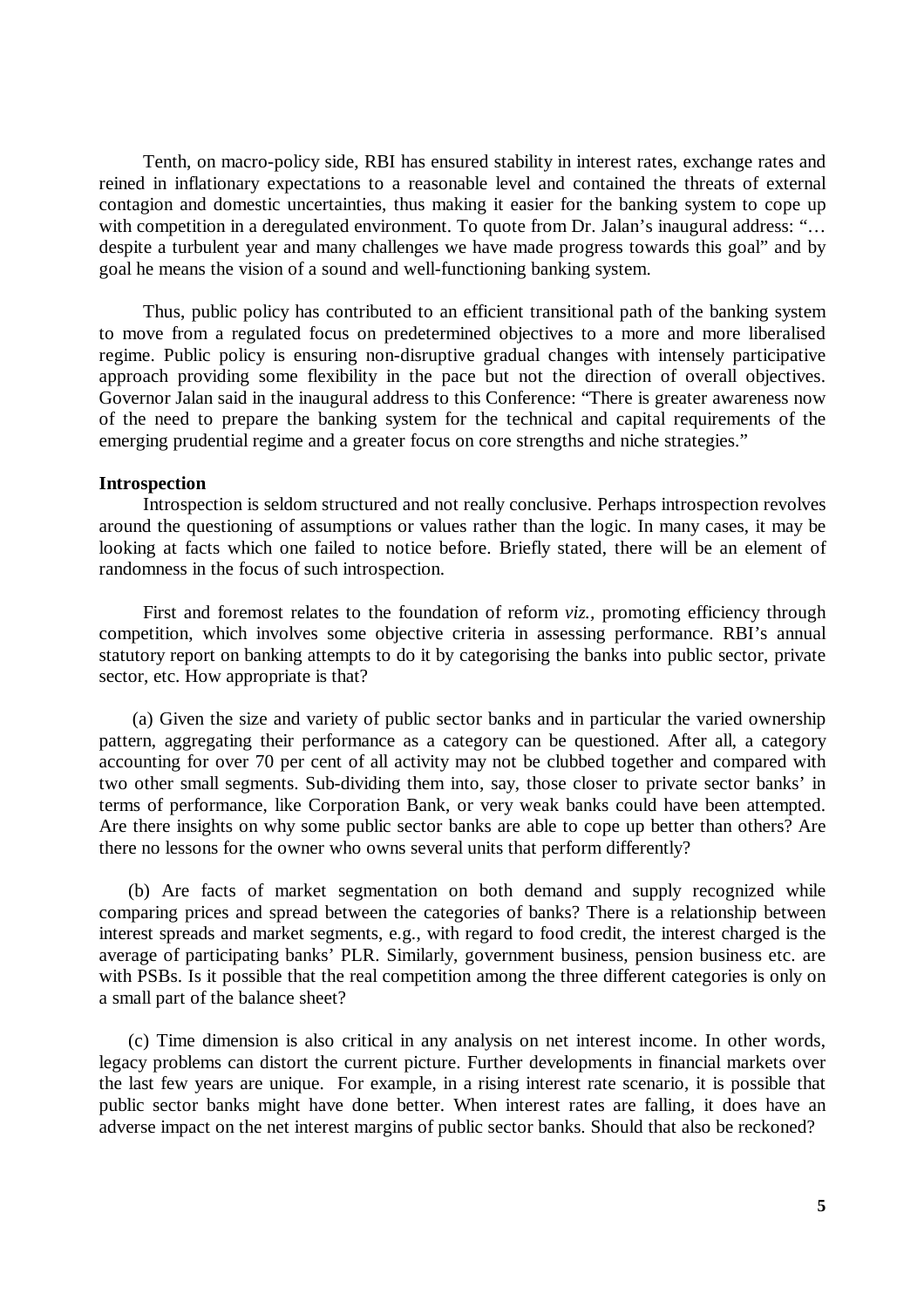Tenth, on macro-policy side, RBI has ensured stability in interest rates, exchange rates and reined in inflationary expectations to a reasonable level and contained the threats of external contagion and domestic uncertainties, thus making it easier for the banking system to cope up with competition in a deregulated environment. To quote from Dr. Jalan's inaugural address: "… despite a turbulent year and many challenges we have made progress towards this goal" and by goal he means the vision of a sound and well-functioning banking system.

Thus, public policy has contributed to an efficient transitional path of the banking system to move from a regulated focus on predetermined objectives to a more and more liberalised regime. Public policy is ensuring non-disruptive gradual changes with intensely participative approach providing some flexibility in the pace but not the direction of overall objectives. Governor Jalan said in the inaugural address to this Conference: "There is greater awareness now of the need to prepare the banking system for the technical and capital requirements of the emerging prudential regime and a greater focus on core strengths and niche strategies."

**Introspection**

Introspection is seldom structured and not really conclusive. Perhaps introspection revolves around the questioning of assumptions or values rather than the logic. In many cases, it may be looking at facts which one failed to notice before. Briefly stated, there will be an element of randomness in the focus of such introspection.

First and foremost relates to the foundation of reform *viz.,* promoting efficiency through competition, which involves some objective criteria in assessing performance. RBI's annual statutory report on banking attempts to do it by categorising the banks into public sector, private sector, etc. How appropriate is that?

(a) Given the size and variety of public sector banks and in particular the varied ownership pattern, aggregating their performance as a category can be questioned. After all, a category accounting for over 70 per cent of all activity may not be clubbed together and compared with two other small segments. Sub-dividing them into, say, those closer to private sector banks' in terms of performance, like Corporation Bank, or very weak banks could have been attempted. Are there insights on why some public sector banks are able to cope up better than others? Are there no lessons for the owner who owns several units that perform differently?

(b) Are facts of market segmentation on both demand and supply recognized while comparing prices and spread between the categories of banks? There is a relationship between interest spreads and market segments, e.g., with regard to food credit, the interest charged is the average of participating banks' PLR. Similarly, government business, pension business etc. are with PSBs. Is it possible that the real competition among the three different categories is only on a small part of the balance sheet?

(c) Time dimension is also critical in any analysis on net interest income. In other words, legacy problems can distort the current picture. Further developments in financial markets over the last few years are unique. For example, in a rising interest rate scenario, it is possible that public sector banks might have done better. When interest rates are falling, it does have an adverse impact on the net interest margins of public sector banks. Should that also be reckoned?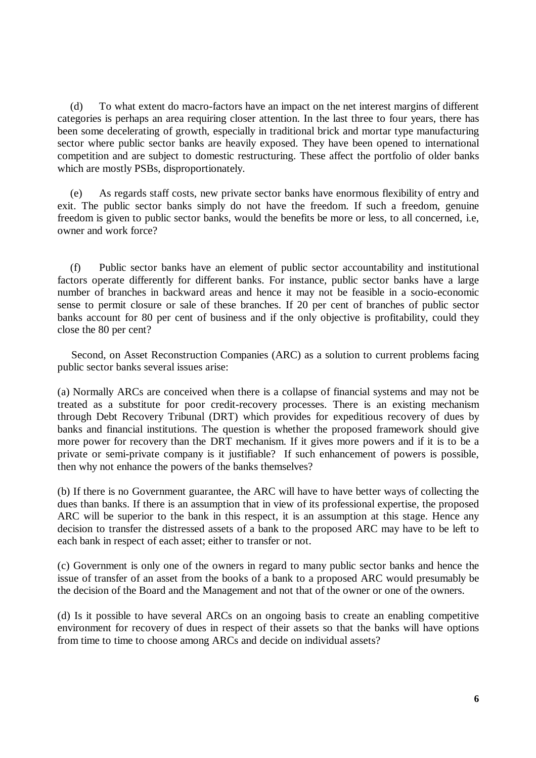(d) To what extent do macro-factors have an impact on the net interest margins of different categories is perhaps an area requiring closer attention. In the last three to four years, there has been some decelerating of growth, especially in traditional brick and mortar type manufacturing sector where public sector banks are heavily exposed. They have been opened to international competition and are subject to domestic restructuring. These affect the portfolio of older banks which are mostly PSBs, disproportionately.

(e) As regards staff costs, new private sector banks have enormous flexibility of entry and exit. The public sector banks simply do not have the freedom. If such a freedom, genuine freedom is given to public sector banks, would the benefits be more or less, to all concerned, i.e, owner and work force?

(f) Public sector banks have an element of public sector accountability and institutional factors operate differently for different banks. For instance, public sector banks have a large number of branches in backward areas and hence it may not be feasible in a socio-economic sense to permit closure or sale of these branches. If 20 per cent of branches of public sector banks account for 80 per cent of business and if the only objective is profitability, could they close the 80 per cent?

Second, on Asset Reconstruction Companies (ARC) as a solution to current problems facing public sector banks several issues arise:

(a) Normally ARCs are conceived when there is a collapse of financial systems and may not be treated as a substitute for poor credit-recovery processes. There is an existing mechanism through Debt Recovery Tribunal (DRT) which provides for expeditious recovery of dues by banks and financial institutions. The question is whether the proposed framework should give more power for recovery than the DRT mechanism. If it gives more powers and if it is to be a private or semi-private company is it justifiable? If such enhancement of powers is possible, then why not enhance the powers of the banks themselves?

(b) If there is no Government guarantee, the ARC will have to have better ways of collecting the dues than banks. If there is an assumption that in view of its professional expertise, the proposed ARC will be superior to the bank in this respect, it is an assumption at this stage. Hence any decision to transfer the distressed assets of a bank to the proposed ARC may have to be left to each bank in respect of each asset; either to transfer or not.

(c) Government is only one of the owners in regard to many public sector banks and hence the issue of transfer of an asset from the books of a bank to a proposed ARC would presumably be the decision of the Board and the Management and not that of the owner or one of the owners.

(d) Is it possible to have several ARCs on an ongoing basis to create an enabling competitive environment for recovery of dues in respect of their assets so that the banks will have options from time to time to choose among ARCs and decide on individual assets?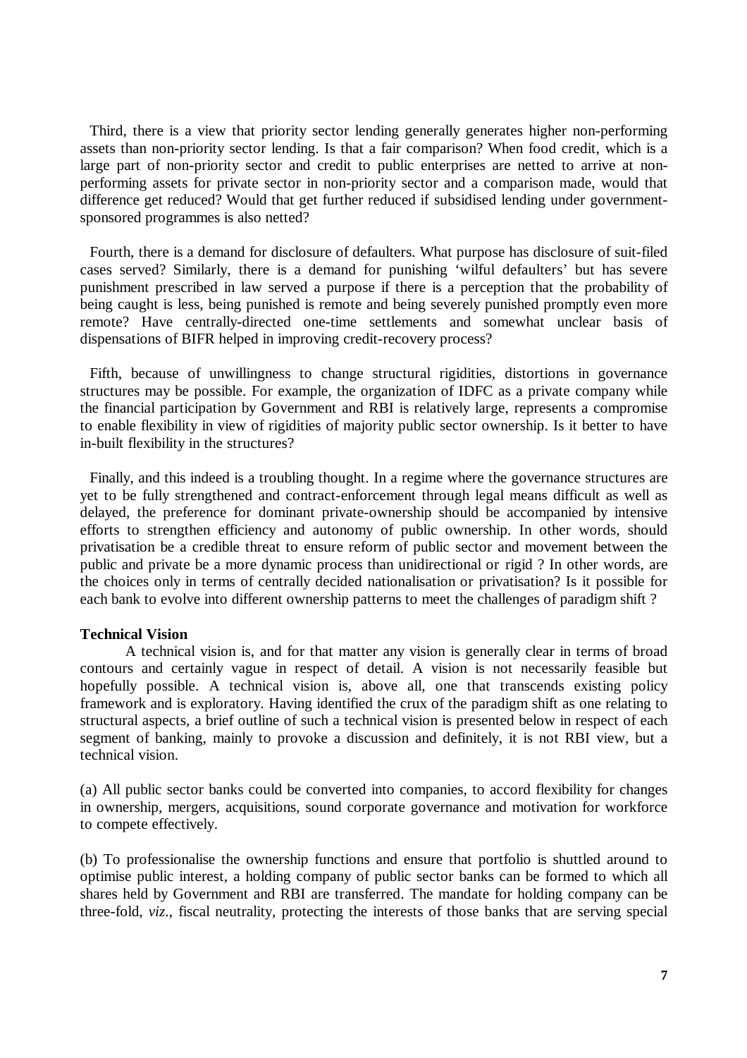Third, there is a view that priority sector lending generally generates higher non-performing assets than non-priority sector lending. Is that a fair comparison? When food credit, which is a large part of non-priority sector and credit to public enterprises are netted to arrive at non-performing assets for private sector in non-priority sector and a comparison made, would that difference get reduced? Would that get further reduced if subsidised lending under government-sponsored programmes is also netted?

Fourth, there is a demand for disclosure of defaulters. What purpose has disclosure of suit-filed cases served? Similarly, there is a demand for punishing 'wilful defaulters' but has severe punishment prescribed in law served a purpose if there is a perception that the probability of being caught is less, being punished is remote and being severely punished promptly even more remote? Have centrally-directed one-time settlements and somewhat unclear basis of dispensations of BIFR helped in improving credit-recovery process?

Fifth, because of unwillingness to change structural rigidities, distortions in governance structures may be possible. For example, the organization of IDFC as a private company while the financial participation by Government and RBI is relatively large, represents a compromise to enable flexibility in view of rigidities of majority public sector ownership. Is it better to have in-built flexibility in the structures?

Finally, and this indeed is a troubling thought. In a regime where the governance structures are yet to be fully strengthened and contract-enforcement through legal means difficult as well as delayed, the preference for dominant private-ownership should be accompanied by intensive efforts to strengthen efficiency and autonomy of public ownership. In other words, should privatisation be a credible threat to ensure reform of public sector and movement between the public and private be a more dynamic process than unidirectional or rigid ? In other words, are the choices only in terms of centrally decided nationalisation or privatisation? Is it possible for each bank to evolve into different ownership patterns to meet the challenges of paradigm shift ?

**Technical Vision**

A technical vision is, and for that matter any vision is generally clear in terms of broad contours and certainly vague in respect of detail. A vision is not necessarily feasible but hopefully possible. A technical vision is, above all, one that transcends existing policy framework and is exploratory. Having identified the crux of the paradigm shift as one relating to structural aspects, a brief outline of such a technical vision is presented below in respect of each segment of banking, mainly to provoke a discussion and definitely, it is not RBI view, but a technical vision.

(a) All public sector banks could be converted into companies, to accord flexibility for changes in ownership, mergers, acquisitions, sound corporate governance and motivation for workforce to compete effectively.

(b) To professionalise the ownership functions and ensure that portfolio is shuttled around to optimise public interest, a holding company of public sector banks can be formed to which all shares held by Government and RBI are transferred. The mandate for holding company can be three-fold, *viz*., fiscal neutrality, protecting the interests of those banks that are serving special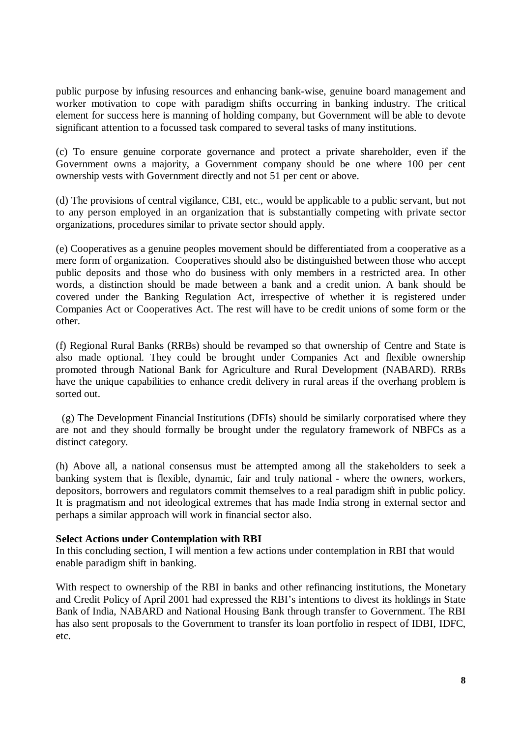public purpose by infusing resources and enhancing bank-wise, genuine board management and worker motivation to cope with paradigm shifts occurring in banking industry. The critical element for success here is manning of holding company, but Government will be able to devote significant attention to a focussed task compared to several tasks of many institutions.

(c) To ensure genuine corporate governance and protect a private shareholder, even if the Government owns a majority, a Government company should be one where 100 per cent ownership vests with Government directly and not 51 per cent or above.

(d) The provisions of central vigilance, CBI, etc., would be applicable to a public servant, but not to any person employed in an organization that is substantially competing with private sector organizations, procedures similar to private sector should apply.

(e) Cooperatives as a genuine peoples movement should be differentiated from a cooperative as a mere form of organization. Cooperatives should also be distinguished between those who accept public deposits and those who do business with only members in a restricted area. In other words, a distinction should be made between a bank and a credit union. A bank should be covered under the Banking Regulation Act, irrespective of whether it is registered under Companies Act or Cooperatives Act. The rest will have to be credit unions of some form or the other.

(f) Regional Rural Banks (RRBs) should be revamped so that ownership of Centre and State is also made optional. They could be brought under Companies Act and flexible ownership promoted through National Bank for Agriculture and Rural Development (NABARD). RRBs have the unique capabilities to enhance credit delivery in rural areas if the overhang problem is sorted out.

(g) The Development Financial Institutions (DFIs) should be similarly corporatised where they are not and they should formally be brought under the regulatory framework of NBFCs as a distinct category.

(h) Above all, a national consensus must be attempted among all the stakeholders to seek a banking system that is flexible, dynamic, fair and truly national - where the owners, workers, depositors, borrowers and regulators commit themselves to a real paradigm shift in public policy. It is pragmatism and not ideological extremes that has made India strong in external sector and perhaps a similar approach will work in financial sector also.

**Select Actions under Contemplation with RBI**

In this concluding section, I will mention a few actions under contemplation in RBI that would enable paradigm shift in banking.

With respect to ownership of the RBI in banks and other refinancing institutions, the Monetary and Credit Policy of April 2001 had expressed the RBI's intentions to divest its holdings in State Bank of India, NABARD and National Housing Bank through transfer to Government. The RBI has also sent proposals to the Government to transfer its loan portfolio in respect of IDBI, IDFC, etc.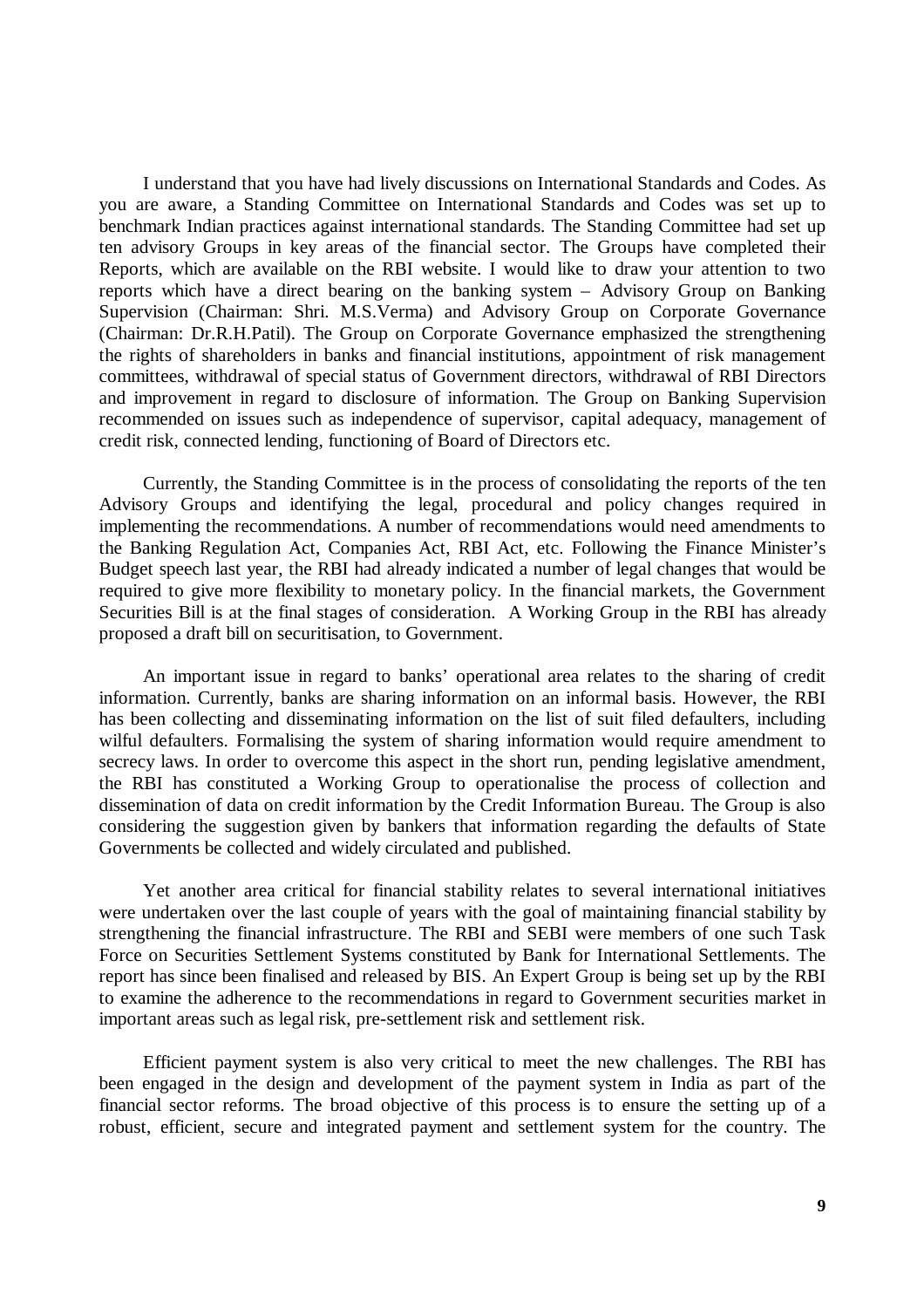I understand that you have had lively discussions on International Standards and Codes. As you are aware, a Standing Committee on International Standards and Codes was set up to benchmark Indian practices against international standards. The Standing Committee had set up ten advisory Groups in key areas of the financial sector. The Groups have completed their Reports, which are available on the RBI website. I would like to draw your attention to two reports which have a direct bearing on the banking system – Advisory Group on Banking Supervision (Chairman: Shri. M.S.Verma) and Advisory Group on Corporate Governance (Chairman: Dr.R.H.Patil). The Group on Corporate Governance emphasized the strengthening the rights of shareholders in banks and financial institutions, appointment of risk management committees, withdrawal of special status of Government directors, withdrawal of RBI Directors and improvement in regard to disclosure of information. The Group on Banking Supervision recommended on issues such as independence of supervisor, capital adequacy, management of credit risk, connected lending, functioning of Board of Directors etc.

Currently, the Standing Committee is in the process of consolidating the reports of the ten Advisory Groups and identifying the legal, procedural and policy changes required in implementing the recommendations. A number of recommendations would need amendments to the Banking Regulation Act, Companies Act, RBI Act, etc. Following the Finance Minister's Budget speech last year, the RBI had already indicated a number of legal changes that would be required to give more flexibility to monetary policy. In the financial markets, the Government Securities Bill is at the final stages of consideration. A Working Group in the RBI has already proposed a draft bill on securitisation, to Government.

An important issue in regard to banks' operational area relates to the sharing of credit information. Currently, banks are sharing information on an informal basis. However, the RBI has been collecting and disseminating information on the list of suit filed defaulters, including wilful defaulters. Formalising the system of sharing information would require amendment to secrecy laws. In order to overcome this aspect in the short run, pending legislative amendment, the RBI has constituted a Working Group to operationalise the process of collection and dissemination of data on credit information by the Credit Information Bureau. The Group is also considering the suggestion given by bankers that information regarding the defaults of State Governments be collected and widely circulated and published.

Yet another area critical for financial stability relates to several international initiatives were undertaken over the last couple of years with the goal of maintaining financial stability by strengthening the financial infrastructure. The RBI and SEBI were members of one such Task Force on Securities Settlement Systems constituted by Bank for International Settlements. The report has since been finalised and released by BIS. An Expert Group is being set up by the RBI to examine the adherence to the recommendations in regard to Government securities market in important areas such as legal risk, pre-settlement risk and settlement risk.

Efficient payment system is also very critical to meet the new challenges. The RBI has been engaged in the design and development of the payment system in India as part of the financial sector reforms. The broad objective of this process is to ensure the setting up of a robust, efficient, secure and integrated payment and settlement system for the country. The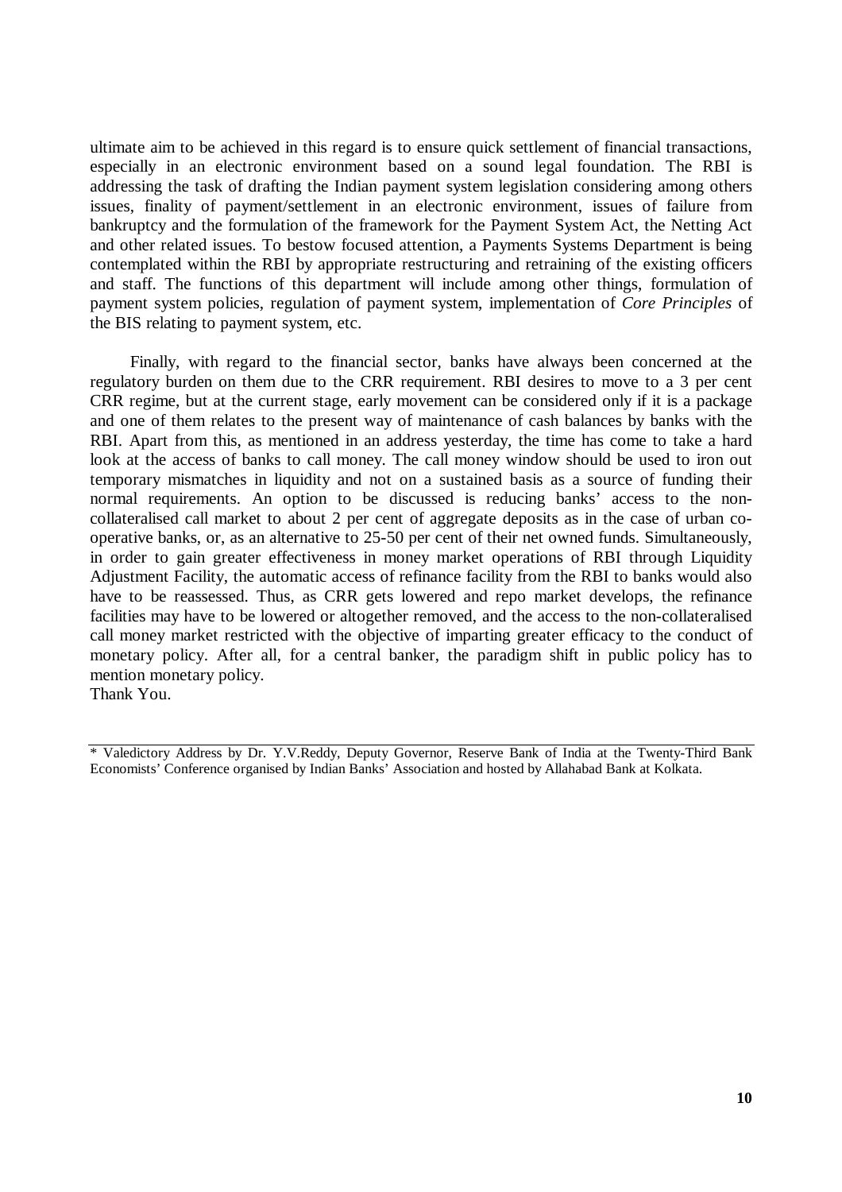ultimate aim to be achieved in this regard is to ensure quick settlement of financial transactions, especially in an electronic environment based on a sound legal foundation. The RBI is addressing the task of drafting the Indian payment system legislation considering among others issues, finality of payment/settlement in an electronic environment, issues of failure from bankruptcy and the formulation of the framework for the Payment System Act, the Netting Act and other related issues. To bestow focused attention, a Payments Systems Department is being contemplated within the RBI by appropriate restructuring and retraining of the existing officers and staff. The functions of this department will include among other things, formulation of payment system policies, regulation of payment system, implementation of *Core Principles* of the BIS relating to payment system, etc.

Finally, with regard to the financial sector, banks have always been concerned at the regulatory burden on them due to the CRR requirement. RBI desires to move to a 3 per cent CRR regime, but at the current stage, early movement can be considered only if it is a package and one of them relates to the present way of maintenance of cash balances by banks with the RBI. Apart from this, as mentioned in an address yesterday, the time has come to take a hard look at the access of banks to call money. The call money window should be used to iron out temporary mismatches in liquidity and not on a sustained basis as a source of funding their normal requirements. An option to be discussed is reducing banks' access to the non-collateralised call market to about 2 per cent of aggregate deposits as in the case of urban co-operative banks, or, as an alternative to 25-50 per cent of their net owned funds. Simultaneously, in order to gain greater effectiveness in money market operations of RBI through Liquidity Adjustment Facility, the automatic access of refinance facility from the RBI to banks would also have to be reassessed. Thus, as CRR gets lowered and repo market develops, the refinance facilities may have to be lowered or altogether removed, and the access to the non-collateralised call money market restricted with the objective of imparting greater efficacy to the conduct of monetary policy. After all, for a central banker, the paradigm shift in public policy has to mention monetary policy.

Thank You.

---

* Valedictory Address by Dr. Y.V.Reddy, Deputy Governor, Reserve Bank of India at the Twenty-Third Bank Economists' Conference organised by Indian Banks' Association and hosted by Allahabad Bank at Kolkata.